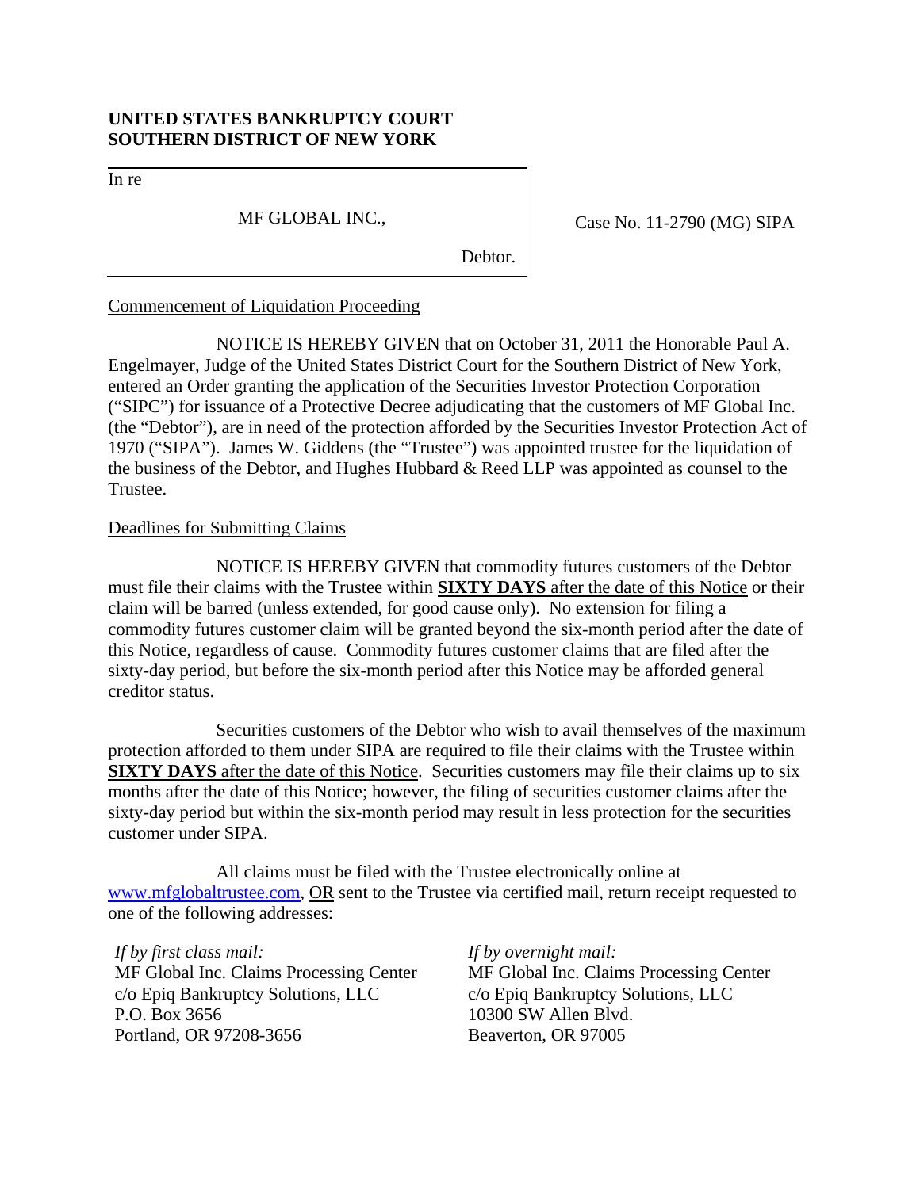**UNITED STATES BANKRUPTCY COURT**
**SOUTHERN DISTRICT OF NEW YORK**

| | |
|---|---|
| In re<br><br>MF GLOBAL INC.,<br><br>Debtor. | Case No. 11-2790 (MG) SIPA |

<u>Commencement of Liquidation Proceeding</u>

NOTICE IS HEREBY GIVEN that on October 31, 2011 the Honorable Paul A. Engelmayer, Judge of the United States District Court for the Southern District of New York, entered an Order granting the application of the Securities Investor Protection Corporation ("SIPC") for issuance of a Protective Decree adjudicating that the customers of MF Global Inc. (the "Debtor"), are in need of the protection afforded by the Securities Investor Protection Act of 1970 ("SIPA"). James W. Giddens (the "Trustee") was appointed trustee for the liquidation of the business of the Debtor, and Hughes Hubbard & Reed LLP was appointed as counsel to the Trustee.

<u>Deadlines for Submitting Claims</u>

NOTICE IS HEREBY GIVEN that commodity futures customers of the Debtor must file their claims with the Trustee within <u>**SIXTY DAYS** after the date of this Notice</u> or their claim will be barred (unless extended, for good cause only). No extension for filing a commodity futures customer claim will be granted beyond the six-month period after the date of this Notice, regardless of cause. Commodity futures customer claims that are filed after the sixty-day period, but before the six-month period after this Notice may be afforded general creditor status.

Securities customers of the Debtor who wish to avail themselves of the maximum protection afforded to them under SIPA are required to file their claims with the Trustee within <u>**SIXTY DAYS** after the date of this Notice</u>. Securities customers may file their claims up to six months after the date of this Notice; however, the filing of securities customer claims after the sixty-day period but within the six-month period may result in less protection for the securities customer under SIPA.

All claims must be filed with the Trustee electronically online at www.mfglobaltrustee.com, <u>OR</u> sent to the Trustee via certified mail, return receipt requested to one of the following addresses:

*If by first class mail:*
MF Global Inc. Claims Processing Center
c/o Epiq Bankruptcy Solutions, LLC
P.O. Box 3656
Portland, OR 97208-3656

*If by overnight mail:*
MF Global Inc. Claims Processing Center
c/o Epiq Bankruptcy Solutions, LLC
10300 SW Allen Blvd.
Beaverton, OR 97005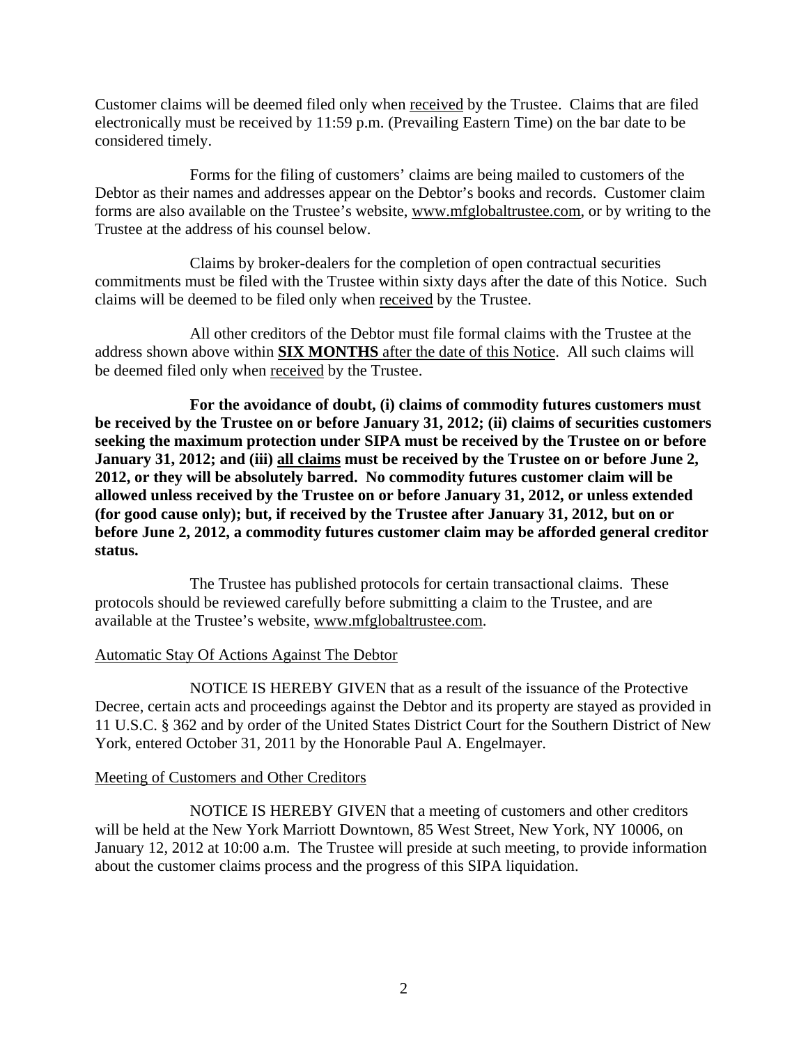Customer claims will be deemed filed only when <u>received</u> by the Trustee. Claims that are filed electronically must be received by 11:59 p.m. (Prevailing Eastern Time) on the bar date to be considered timely.

Forms for the filing of customers' claims are being mailed to customers of the Debtor as their names and addresses appear on the Debtor's books and records. Customer claim forms are also available on the Trustee's website, www.mfglobaltrustee.com, or by writing to the Trustee at the address of his counsel below.

Claims by broker-dealers for the completion of open contractual securities commitments must be filed with the Trustee within sixty days after the date of this Notice. Such claims will be deemed to be filed only when <u>received</u> by the Trustee.

All other creditors of the Debtor must file formal claims with the Trustee at the address shown above within <u>**SIX MONTHS** after the date of this Notice</u>. All such claims will be deemed filed only when <u>received</u> by the Trustee.

**For the avoidance of doubt, (i) claims of commodity futures customers must be received by the Trustee on or before January 31, 2012; (ii) claims of securities customers seeking the maximum protection under SIPA must be received by the Trustee on or before January 31, 2012; and (iii) <u>all claims</u> must be received by the Trustee on or before June 2, 2012, or they will be absolutely barred. No commodity futures customer claim will be allowed unless received by the Trustee on or before January 31, 2012, or unless extended (for good cause only); but, if received by the Trustee after January 31, 2012, but on or before June 2, 2012, a commodity futures customer claim may be afforded general creditor status.**

The Trustee has published protocols for certain transactional claims. These protocols should be reviewed carefully before submitting a claim to the Trustee, and are available at the Trustee's website, www.mfglobaltrustee.com.

<u>Automatic Stay Of Actions Against The Debtor</u>

NOTICE IS HEREBY GIVEN that as a result of the issuance of the Protective Decree, certain acts and proceedings against the Debtor and its property are stayed as provided in 11 U.S.C. § 362 and by order of the United States District Court for the Southern District of New York, entered October 31, 2011 by the Honorable Paul A. Engelmayer.

<u>Meeting of Customers and Other Creditors</u>

NOTICE IS HEREBY GIVEN that a meeting of customers and other creditors will be held at the New York Marriott Downtown, 85 West Street, New York, NY 10006, on January 12, 2012 at 10:00 a.m. The Trustee will preside at such meeting, to provide information about the customer claims process and the progress of this SIPA liquidation.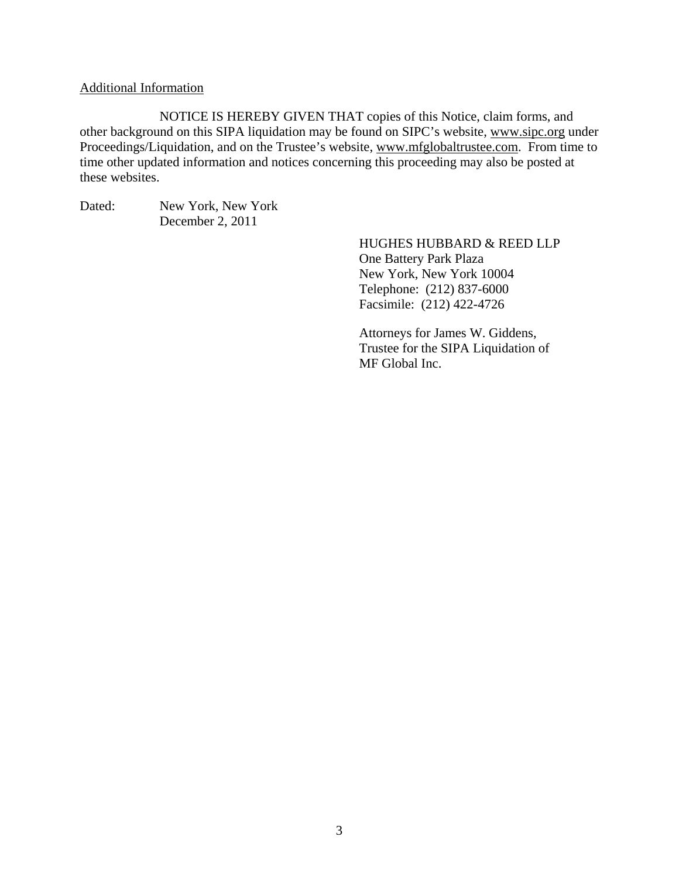Additional Information

NOTICE IS HEREBY GIVEN THAT copies of this Notice, claim forms, and other background on this SIPA liquidation may be found on SIPC's website, www.sipc.org under Proceedings/Liquidation, and on the Trustee's website, www.mfglobaltrustee.com. From time to time other updated information and notices concerning this proceeding may also be posted at these websites.

Dated: New York, New York
December 2, 2011

HUGHES HUBBARD & REED LLP
One Battery Park Plaza
New York, New York 10004
Telephone: (212) 837-6000
Facsimile: (212) 422-4726

Attorneys for James W. Giddens,
Trustee for the SIPA Liquidation of
MF Global Inc.